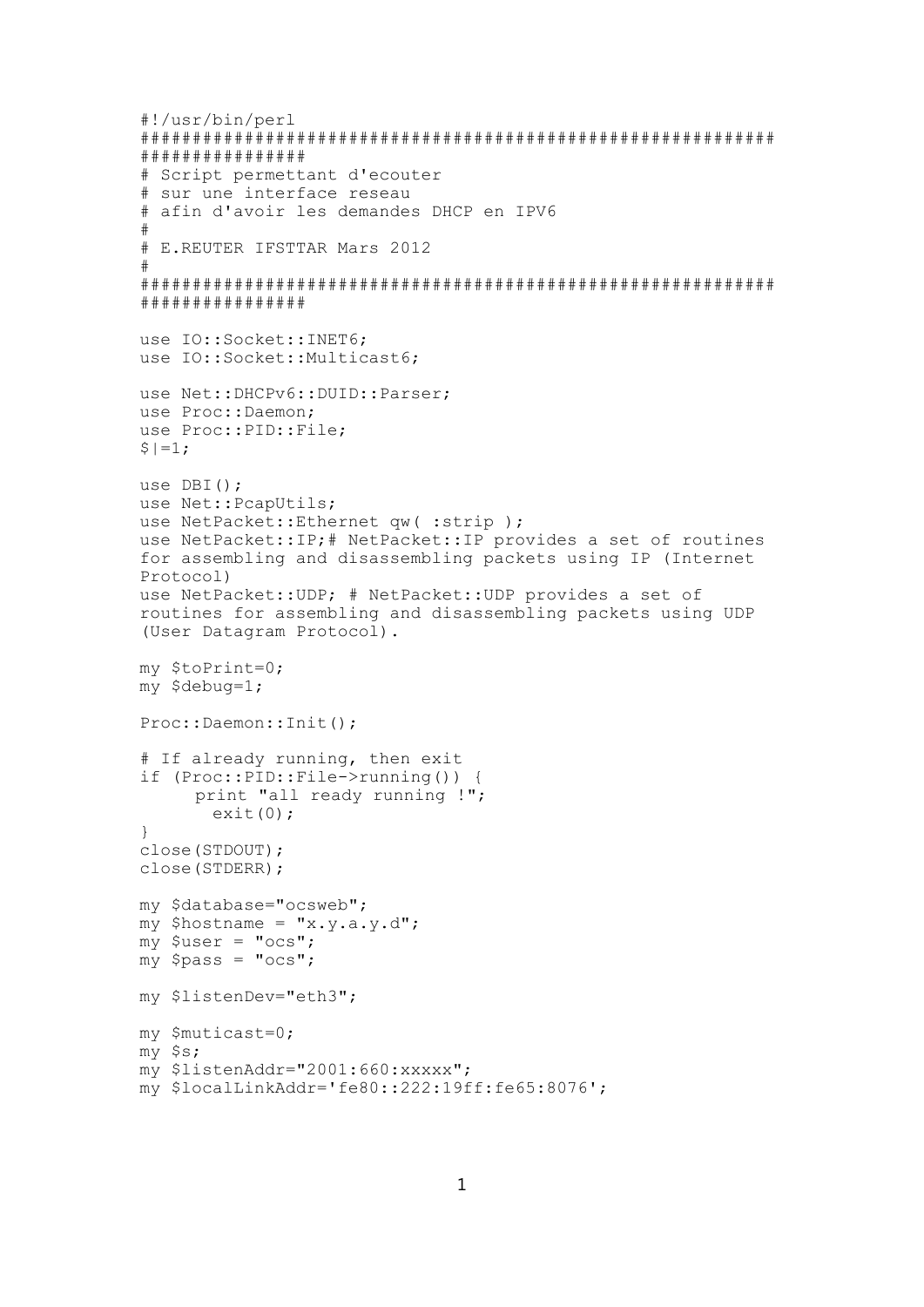```perl
#!/usr/bin/perl
##########################################################
################
# Script permettant d'ecouter
# sur une interface reseau
# afin d'avoir les demandes DHCP en IPV6
#
# E.REUTER IFSTTAR Mars 2012
#
##########################################################
################

use IO::Socket::INET6;
use IO::Socket::Multicast6;

use Net::DHCPv6::DUID::Parser;
use Proc::Daemon;
use Proc::PID::File;
$|=1;

use DBI();
use Net::PcapUtils;
use NetPacket::Ethernet qw( :strip );
use NetPacket::IP;# NetPacket::IP provides a set of routines
for assembling and disassembling packets using IP (Internet
Protocol)
use NetPacket::UDP; # NetPacket::UDP provides a set of
routines for assembling and disassembling packets using UDP
(User Datagram Protocol).

my $toPrint=0;
my $debug=1;

Proc::Daemon::Init();

# If already running, then exit
if (Proc::PID::File->running()) {
     print "all ready running !";
       exit(0);
}
close(STDOUT);
close(STDERR);

my $database="ocsweb";
my $hostname = "x.y.a.y.d";
my $user = "ocs";
my $pass = "ocs";

my $listenDev="eth3";

my $muticast=0;
my $s;
my $listenAddr="2001:660:xxxxx";
my $localLinkAddr='fe80::222:19ff:fe65:8076';
```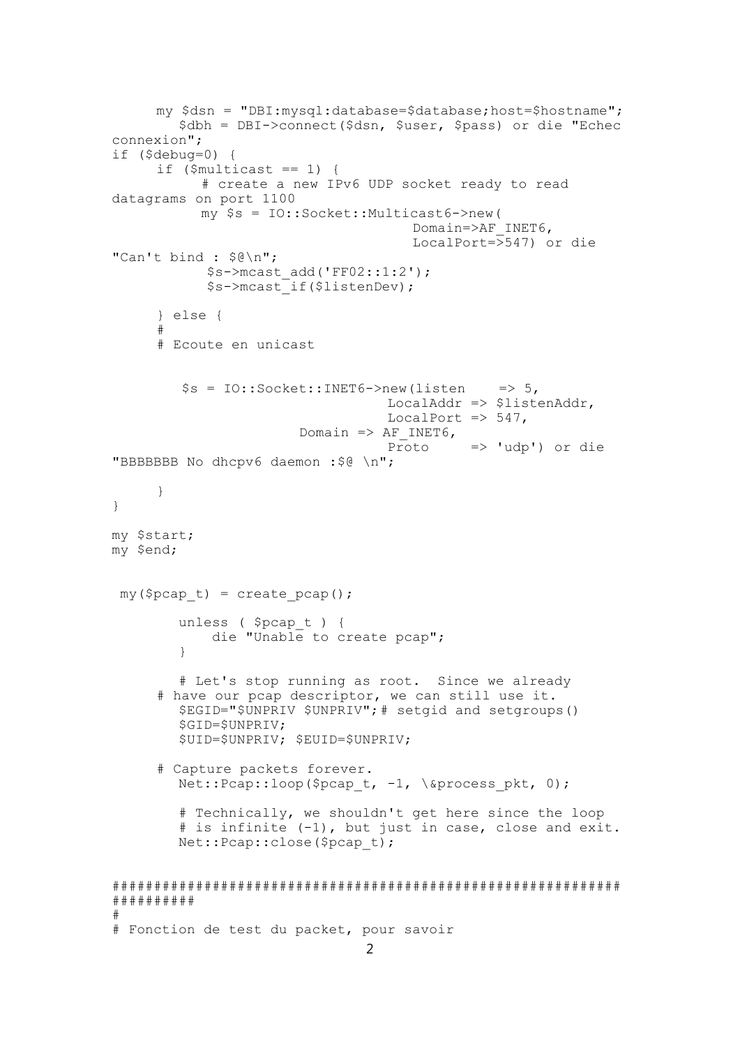```
      my $dsn = "DBI:mysql:database=$database;host=$hostname";
         $dbh = DBI->connect($dsn, $user, $pass) or die "Echec
connexion";
if ($debug=0) {
     if ($multicast == 1) {
          # create a new IPv6 UDP socket ready to read
datagrams on port 1100
          my $s = IO::Socket::Multicast6->new(
                                      Domain=>AF_INET6,
                                      LocalPort=>547) or die
"Can't bind : $@\n";
           $s->mcast_add('FF02::1:2');
           $s->mcast_if($listenDev);

     } else {
     #
     # Ecoute en unicast


        $s = IO::Socket::INET6->new(listen    => 5,
                                   LocalAddr => $listenAddr,
                                   LocalPort => 547,
                        Domain => AF_INET6,
                                   Proto     => 'udp') or die
"BBBBBBB No dhcpv6 daemon :$@ \n";

     }
}

my $start;
my $end;


 my($pcap_t) = create_pcap();

        unless ( $pcap_t ) {
            die "Unable to create pcap";
        }

        # Let's stop running as root.  Since we already
     # have our pcap descriptor, we can still use it.
        $EGID="$UNPRIV $UNPRIV";# setgid and setgroups()
        $GID=$UNPRIV;
        $UID=$UNPRIV; $EUID=$UNPRIV;

     # Capture packets forever.
        Net::Pcap::loop($pcap_t, -1, \&process_pkt, 0);

        # Technically, we shouldn't get here since the loop
        # is infinite (-1), but just in case, close and exit.
        Net::Pcap::close($pcap_t);


##########################################################
##########
#
# Fonction de test du packet, pour savoir
```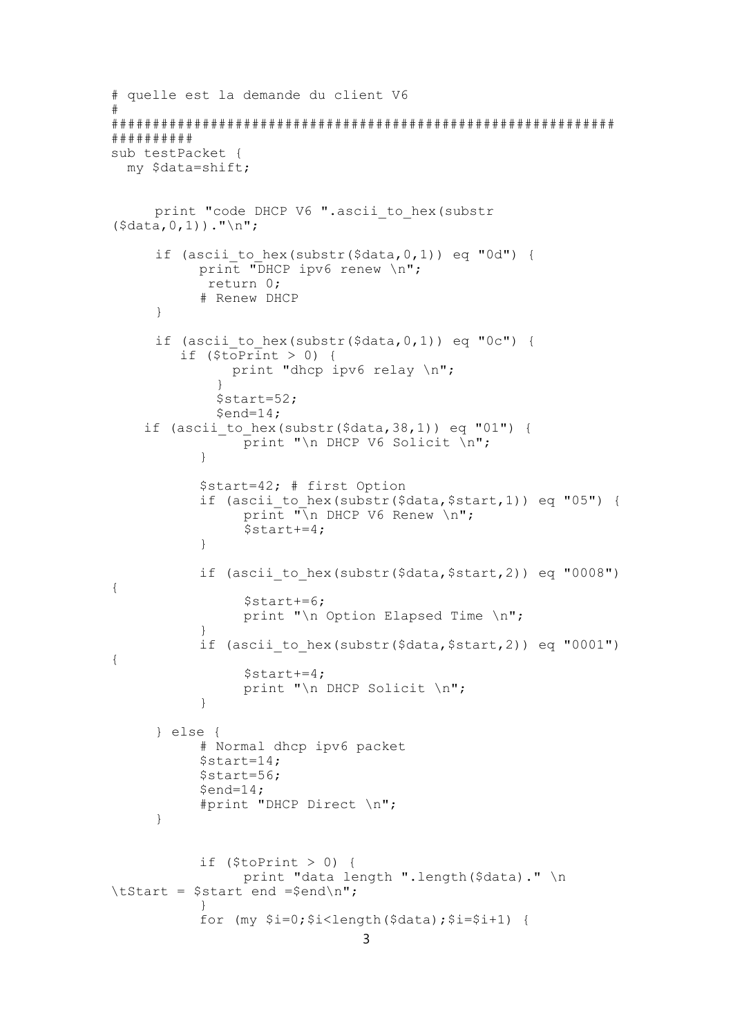```
# quelle est la demande du client V6
#
##########################################################
##########
sub testPacket {
  my $data=shift;


     print "code DHCP V6 ".ascii_to_hex(substr
($data,0,1))."\n";

     if (ascii_to_hex(substr($data,0,1)) eq "0d") {
          print "DHCP ipv6 renew \n";
           return 0;
          # Renew DHCP
     }

     if (ascii_to_hex(substr($data,0,1)) eq "0c") {
        if ($toPrint > 0) {
              print "dhcp ipv6 relay \n";
            }
            $start=52;
            $end=14;
    if (ascii_to_hex(substr($data,38,1)) eq "01") {
                print "\n DHCP V6 Solicit \n";
          }

          $start=42; # first Option
          if (ascii_to_hex(substr($data,$start,1)) eq "05") {
                print "\n DHCP V6 Renew \n";
                $start+=4;
          }

          if (ascii_to_hex(substr($data,$start,2)) eq "0008")
{
                $start+=6;
                print "\n Option Elapsed Time \n";
          }
          if (ascii_to_hex(substr($data,$start,2)) eq "0001")
{
                $start+=4;
                print "\n DHCP Solicit \n";
          }

     } else {
          # Normal dhcp ipv6 packet
          $start=14;
          $start=56;
          $end=14;
          #print "DHCP Direct \n";
     }


          if ($toPrint > 0) {
                print "data length ".length($data)." \n
\tStart = $start end =$end\n";
          }
          for (my $i=0;$i<length($data);$i=$i+1) {
```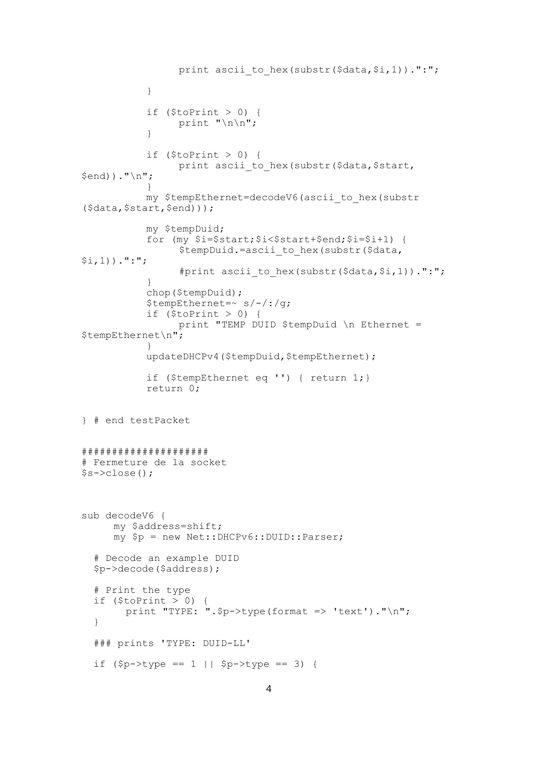```
                print ascii_to_hex(substr($data,$i,1)).":";

        }

        if ($toPrint > 0) {
                print "\n\n";
        }

        if ($toPrint > 0) {
                print ascii_to_hex(substr($data,$start,
$end))."\n";
        }
        my $tempEthernet=decodeV6(ascii_to_hex(substr
($data,$start,$end)));

        my $tempDuid;
        for (my $i=$start;$i<$start+$end;$i=$i+1) {
                $tempDuid.=ascii_to_hex(substr($data,
$i,1)).":";
                #print ascii_to_hex(substr($data,$i,1)).":";
        }
        chop($tempDuid);
        $tempEthernet=~ s/-/:/g;
        if ($toPrint > 0) {
                print "TEMP DUID $tempDuid \n Ethernet =
$tempEthernet\n";
        }
        updateDHCPv4($tempDuid,$tempEthernet);

        if ($tempEthernet eq '') { return 1;}
        return 0;


} # end testPacket


####################
# Fermeture de la socket
$s->close();



sub decodeV6 {
        my $address=shift;
        my $p = new Net::DHCPv6::DUID::Parser;

   # Decode an example DUID
   $p->decode($address);

   # Print the type
   if ($toPrint > 0) {
        print "TYPE: ".$p->type(format => 'text')."\n";
   }

   ### prints 'TYPE: DUID-LL'

   if ($p->type == 1 || $p->type == 3) {
```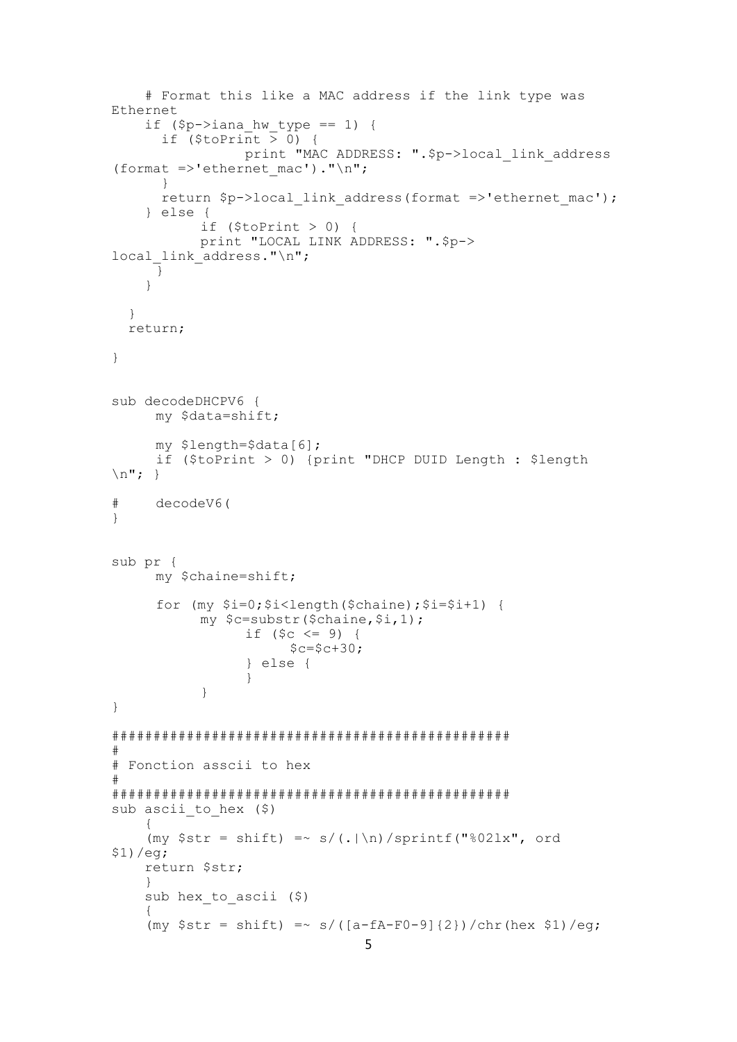```
    # Format this like a MAC address if the link type was
Ethernet
    if ($p->iana_hw_type == 1) {
      if ($toPrint > 0) {
            print "MAC ADDRESS: ".$p->local_link_address
(format =>'ethernet_mac')."\n";
      }
      return $p->local_link_address(format =>'ethernet_mac');
    } else {
          if ($toPrint > 0) {
          print "LOCAL LINK ADDRESS: ".$p->
local_link_address."\n";
     }
    }

  }
  return;

}


sub decodeDHCPV6 {
     my $data=shift;

     my $length=$data[6];
     if ($toPrint > 0) {print "DHCP DUID Length : $length
\n"; }

#    decodeV6(
}


sub pr {
     my $chaine=shift;

     for (my $i=0;$i<length($chaine);$i=$i+1) {
          my $c=substr($chaine,$i,1);
               if ($c <= 9) {
                    $c=$c+30;
               } else {
               }
          }
}

###############################################
#
# Fonction asscii to hex
#
###############################################
sub ascii_to_hex ($)
    {
    (my $str = shift) =~ s/(.|\n)/sprintf("%02lx", ord
$1)/eg;
    return $str;
    }
    sub hex_to_ascii ($)
    {
    (my $str = shift) =~ s/([a-fA-F0-9]{2})/chr(hex $1)/eg;
```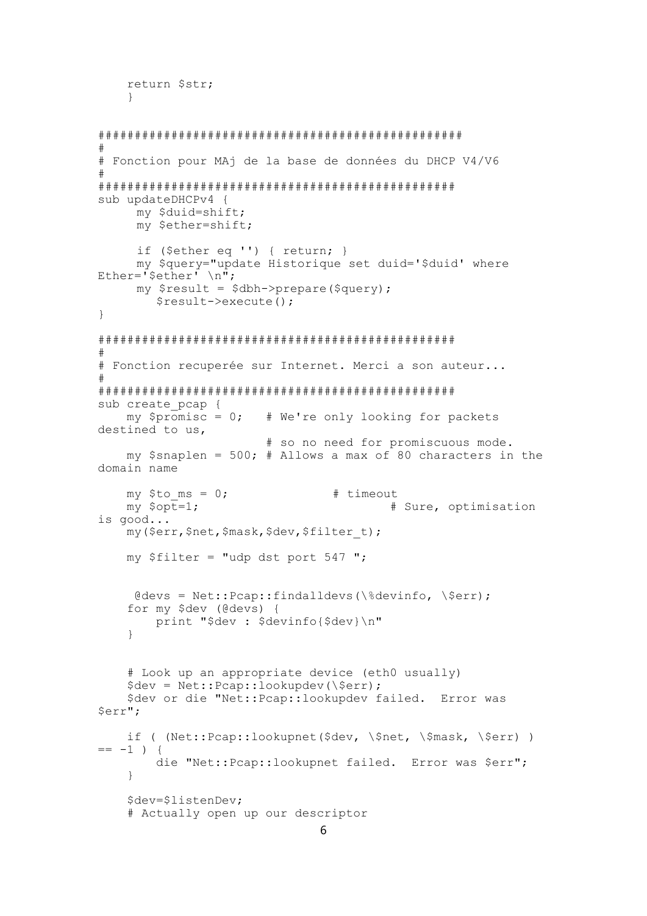```
    return $str;
    }


################################################
#
# Fonction pour MAj de la base de données du DHCP V4/V6
#
###############################################
sub updateDHCPv4 {
     my $duid=shift;
     my $ether=shift;

     if ($ether eq '') { return; }
     my $query="update Historique set duid='$duid' where 
Ether='$ether' \n";
     my $result = $dbh->prepare($query);
        $result->execute();
}

###############################################
#
# Fonction recuperée sur Internet. Merci a son auteur...
#
###############################################
sub create_pcap {
    my $promisc = 0;   # We're only looking for packets 
destined to us,
                       # so no need for promiscuous mode.
    my $snaplen = 500; # Allows a max of 80 characters in the 
domain name

    my $to_ms = 0;              # timeout
    my $opt=1;                          # Sure, optimisation 
is good...
    my($err,$net,$mask,$dev,$filter_t);

    my $filter = "udp dst port 547 ";


     @devs = Net::Pcap::findalldevs(\%devinfo, \$err);
    for my $dev (@devs) {
        print "$dev : $devinfo{$dev}\n"
    }


    # Look up an appropriate device (eth0 usually)
    $dev = Net::Pcap::lookupdev(\$err);
    $dev or die "Net::Pcap::lookupdev failed.  Error was 
$err";

    if ( (Net::Pcap::lookupnet($dev, \$net, \$mask, \$err) ) 
== -1 ) {
        die "Net::Pcap::lookupnet failed.  Error was $err";
    }

    $dev=$listenDev;
    # Actually open up our descriptor
```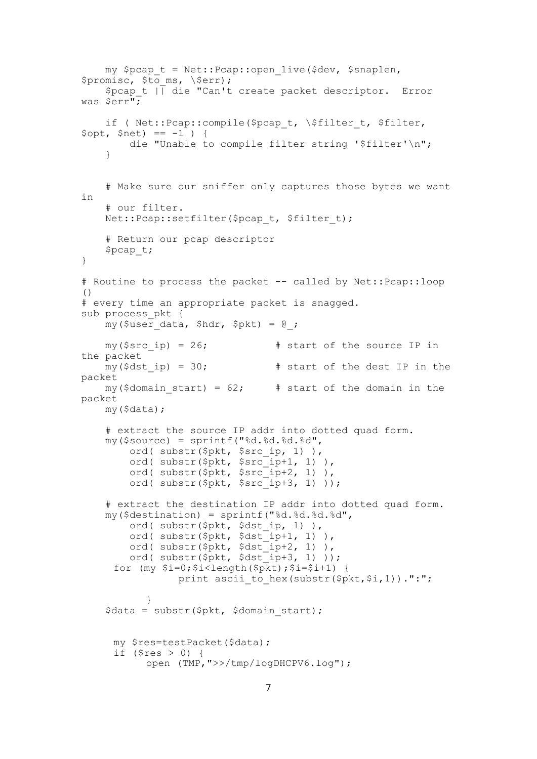```
    my $pcap_t = Net::Pcap::open_live($dev, $snaplen,
$promisc, $to_ms, \$err);
    $pcap_t || die "Can't create packet descriptor.  Error
was $err";

    if ( Net::Pcap::compile($pcap_t, \$filter_t, $filter,
$opt, $net) == -1 ) {
        die "Unable to compile filter string '$filter'\n";
    }


    # Make sure our sniffer only captures those bytes we want
in
    # our filter.
    Net::Pcap::setfilter($pcap_t, $filter_t);

    # Return our pcap descriptor
    $pcap_t;
}

# Routine to process the packet -- called by Net::Pcap::loop
()
# every time an appropriate packet is snagged.
sub process_pkt {
    my($user_data, $hdr, $pkt) = @_;

    my($src_ip) = 26;           # start of the source IP in
the packet
    my($dst_ip) = 30;           # start of the dest IP in the
packet
    my($domain_start) = 62;     # start of the domain in the
packet
    my($data);

    # extract the source IP addr into dotted quad form.
    my($source) = sprintf("%d.%d.%d.%d",
        ord( substr($pkt, $src_ip, 1) ),
        ord( substr($pkt, $src_ip+1, 1) ),
        ord( substr($pkt, $src_ip+2, 1) ),
        ord( substr($pkt, $src_ip+3, 1) ));

    # extract the destination IP addr into dotted quad form.
    my($destination) = sprintf("%d.%d.%d.%d",
        ord( substr($pkt, $dst_ip, 1) ),
        ord( substr($pkt, $dst_ip+1, 1) ),
        ord( substr($pkt, $dst_ip+2, 1) ),
        ord( substr($pkt, $dst_ip+3, 1) ));
     for (my $i=0;$i<length($pkt);$i=$i+1) {
                print ascii_to_hex(substr($pkt,$i,1)).":";

          }
    $data = substr($pkt, $domain_start);


     my $res=testPacket($data);
     if ($res > 0) {
          open (TMP,">>/tmp/logDHCPV6.log");
```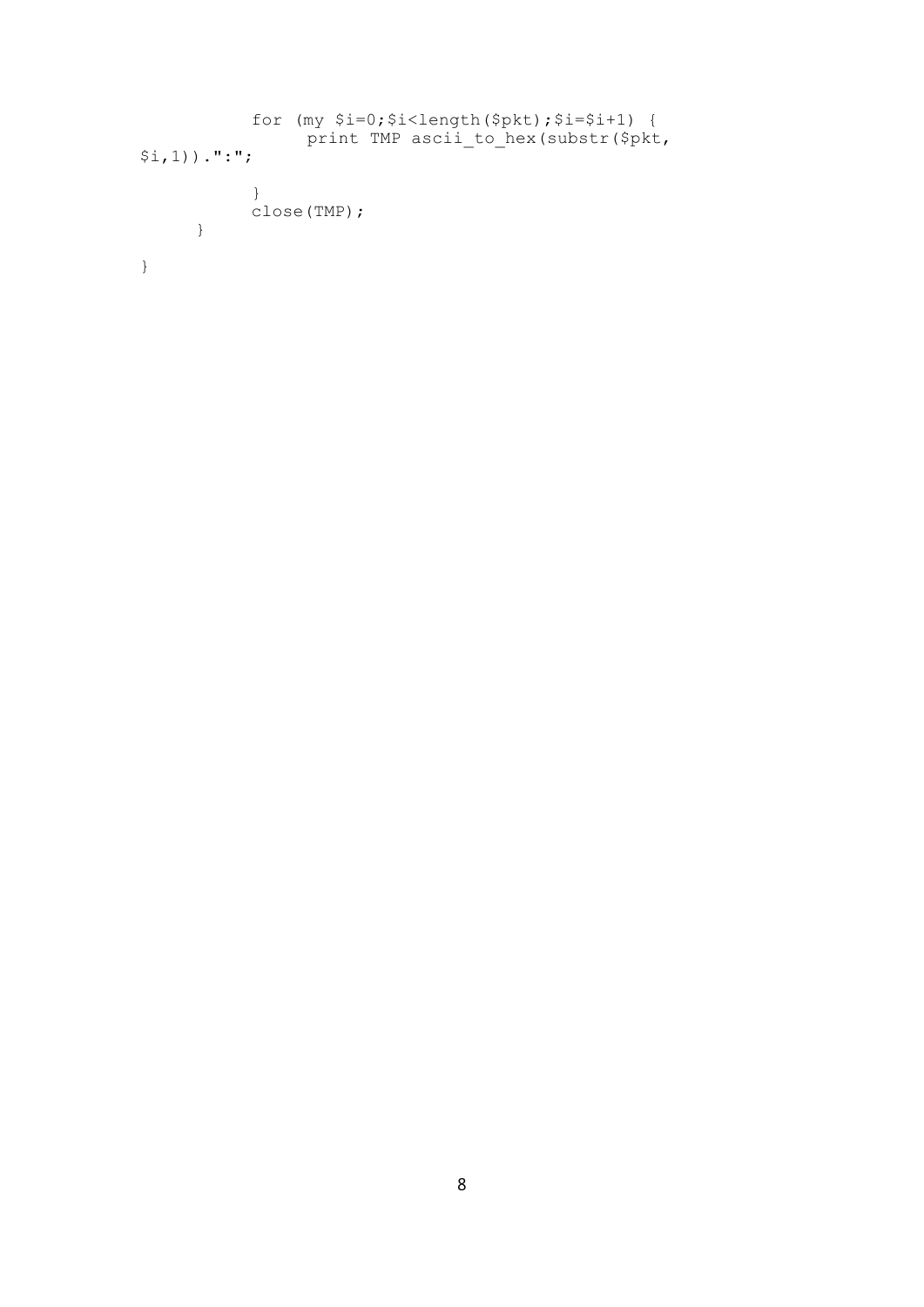```
            for (my $i=0;$i<length($pkt);$i=$i+1) {
                  print TMP ascii_to_hex(substr($pkt,
$i,1)).":";

            }
            close(TMP);
      }

}
```